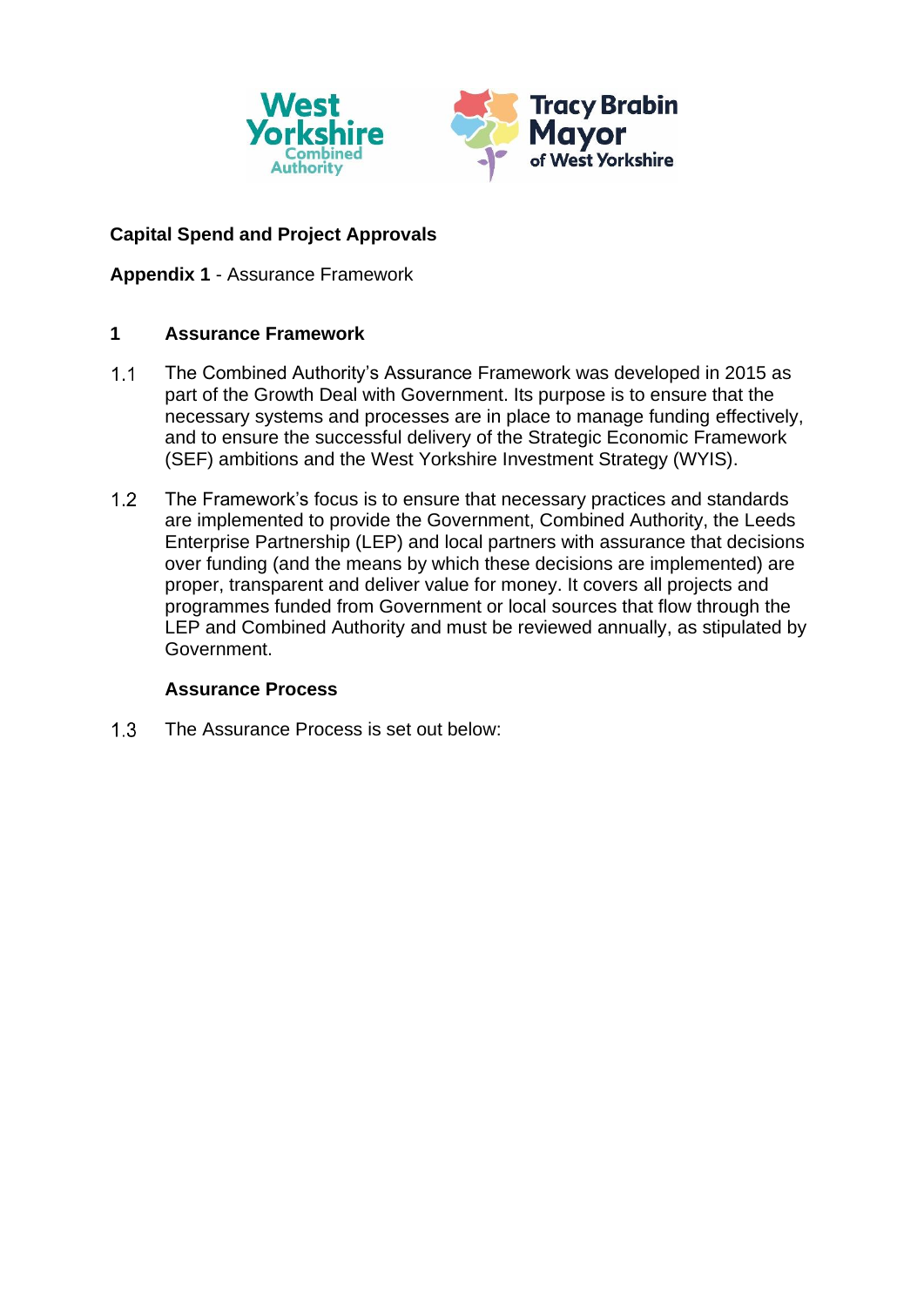**Capital Spend and Project Approvals**

**Appendix 1** - Assurance Framework

## 1 Assurance Framework

1.1 The Combined Authority's Assurance Framework was developed in 2015 as part of the Growth Deal with Government. Its purpose is to ensure that the necessary systems and processes are in place to manage funding effectively, and to ensure the successful delivery of the Strategic Economic Framework (SEF) ambitions and the West Yorkshire Investment Strategy (WYIS).

1.2 The Framework's focus is to ensure that necessary practices and standards are implemented to provide the Government, Combined Authority, the Leeds Enterprise Partnership (LEP) and local partners with assurance that decisions over funding (and the means by which these decisions are implemented) are proper, transparent and deliver value for money. It covers all projects and programmes funded from Government or local sources that flow through the LEP and Combined Authority and must be reviewed annually, as stipulated by Government.

### Assurance Process

1.3 The Assurance Process is set out below: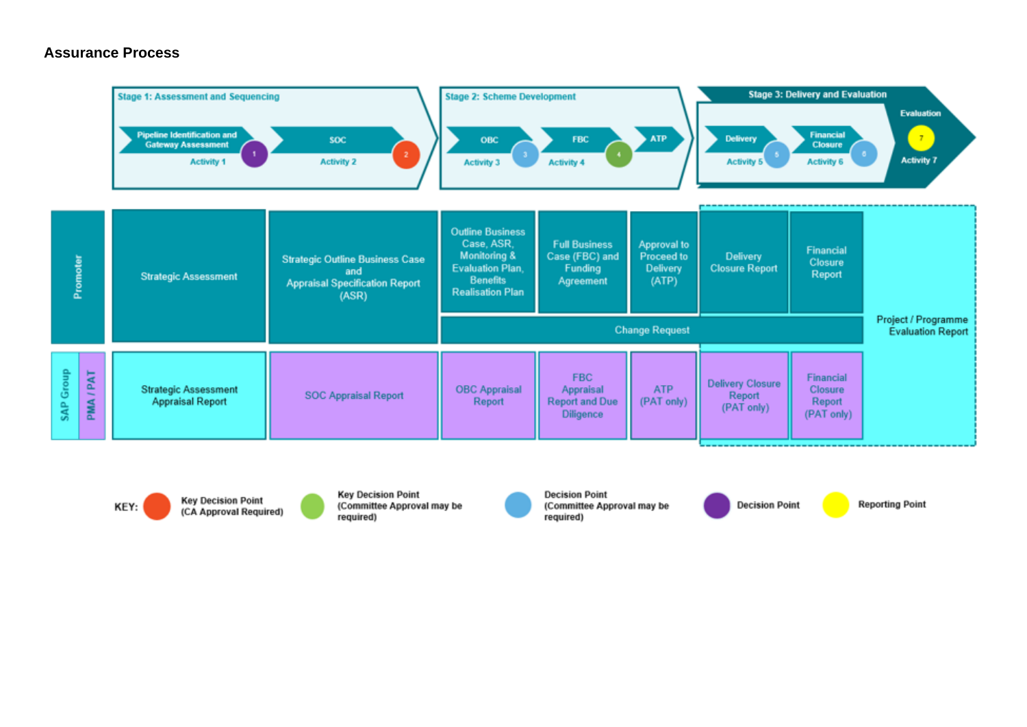## Assurance Process

**Stage 1: Assessment and Sequencing**
- Pipeline Identification and Gateway Assessment — Activity 1 (1)
- SOC — Activity 2 (2)

**Stage 2: Scheme Development**
- OBC — Activity 3 (3)
- FBC — Activity 4 (4)
- ATP

**Stage 3: Delivery and Evaluation**
- Delivery — Activity 5 (5)
- Financial Closure — Activity 6 (6)
- Evaluation — Activity 7 (7)

| | Activity 1 | Activity 2 | Activity 3 | Activity 4 | ATP | Activity 5 | Activity 6 | Activity 7 |
|---|---|---|---|---|---|---|---|---|
| Promoter | Strategic Assessment | Strategic Outline Business Case and Appraisal Specification Report (ASR) | Outline Business Case, ASR, Monitoring & Evaluation Plan, Benefits Realisation Plan | Full Business Case (FBC) and Funding Agreement | Approval to Proceed to Delivery (ATP) | Delivery Closure Report | Financial Closure Report | Project / Programme Evaluation Report |
| Promoter | | | Change Request | | | | | |
| SAP Group / PMA / PAT | Strategic Assessment Appraisal Report | SOC Appraisal Report | OBC Appraisal Report | FBC Appraisal Report and Due Diligence | ATP (PAT only) | Delivery Closure Report (PAT only) | Financial Closure Report (PAT only) | |

KEY:
- Red: Key Decision Point (CA Approval Required)
- Green: Key Decision Point (Committee Approval may be required)
- Blue: Decision Point (Committee Approval may be required)
- Purple: Decision Point
- Yellow: Reporting Point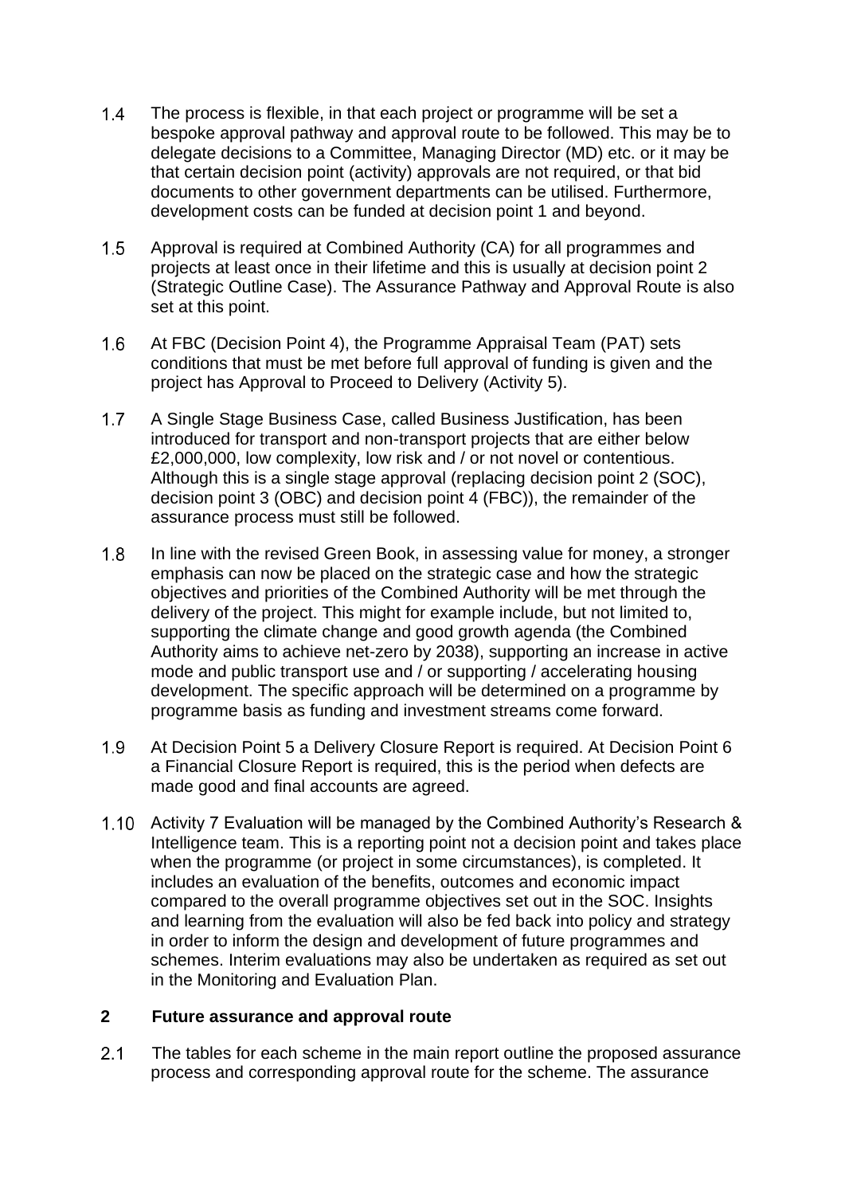1.4 The process is flexible, in that each project or programme will be set a bespoke approval pathway and approval route to be followed. This may be to delegate decisions to a Committee, Managing Director (MD) etc. or it may be that certain decision point (activity) approvals are not required, or that bid documents to other government departments can be utilised. Furthermore, development costs can be funded at decision point 1 and beyond.

1.5 Approval is required at Combined Authority (CA) for all programmes and projects at least once in their lifetime and this is usually at decision point 2 (Strategic Outline Case). The Assurance Pathway and Approval Route is also set at this point.

1.6 At FBC (Decision Point 4), the Programme Appraisal Team (PAT) sets conditions that must be met before full approval of funding is given and the project has Approval to Proceed to Delivery (Activity 5).

1.7 A Single Stage Business Case, called Business Justification, has been introduced for transport and non-transport projects that are either below £2,000,000, low complexity, low risk and / or not novel or contentious. Although this is a single stage approval (replacing decision point 2 (SOC), decision point 3 (OBC) and decision point 4 (FBC)), the remainder of the assurance process must still be followed.

1.8 In line with the revised Green Book, in assessing value for money, a stronger emphasis can now be placed on the strategic case and how the strategic objectives and priorities of the Combined Authority will be met through the delivery of the project. This might for example include, but not limited to, supporting the climate change and good growth agenda (the Combined Authority aims to achieve net-zero by 2038), supporting an increase in active mode and public transport use and / or supporting / accelerating housing development. The specific approach will be determined on a programme by programme basis as funding and investment streams come forward.

1.9 At Decision Point 5 a Delivery Closure Report is required. At Decision Point 6 a Financial Closure Report is required, this is the period when defects are made good and final accounts are agreed.

1.10 Activity 7 Evaluation will be managed by the Combined Authority's Research & Intelligence team. This is a reporting point not a decision point and takes place when the programme (or project in some circumstances), is completed. It includes an evaluation of the benefits, outcomes and economic impact compared to the overall programme objectives set out in the SOC. Insights and learning from the evaluation will also be fed back into policy and strategy in order to inform the design and development of future programmes and schemes. Interim evaluations may also be undertaken as required as set out in the Monitoring and Evaluation Plan.

## 2 Future assurance and approval route

2.1 The tables for each scheme in the main report outline the proposed assurance process and corresponding approval route for the scheme. The assurance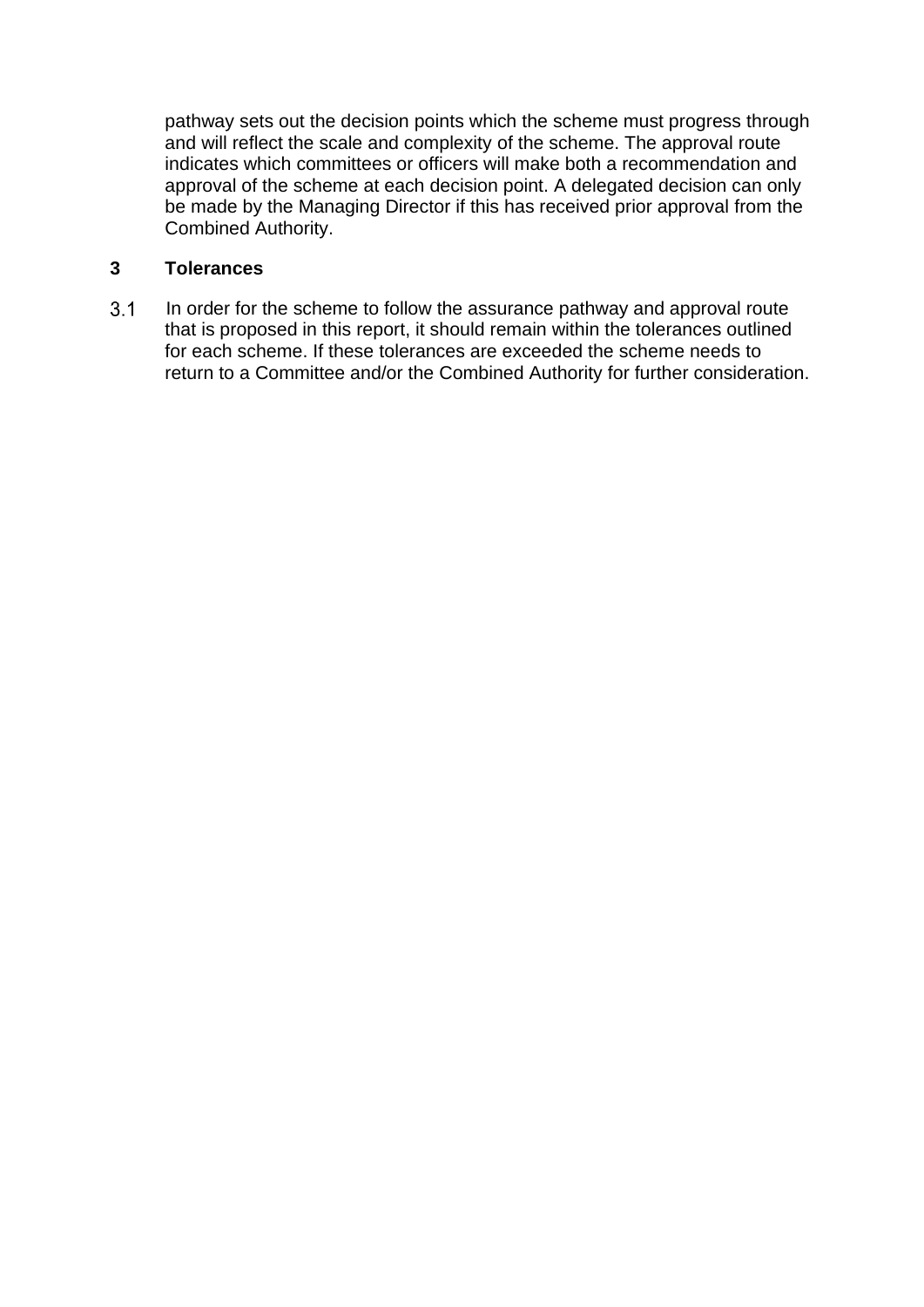pathway sets out the decision points which the scheme must progress through and will reflect the scale and complexity of the scheme. The approval route indicates which committees or officers will make both a recommendation and approval of the scheme at each decision point. A delegated decision can only be made by the Managing Director if this has received prior approval from the Combined Authority.

## 3 Tolerances

3.1 In order for the scheme to follow the assurance pathway and approval route that is proposed in this report, it should remain within the tolerances outlined for each scheme. If these tolerances are exceeded the scheme needs to return to a Committee and/or the Combined Authority for further consideration.